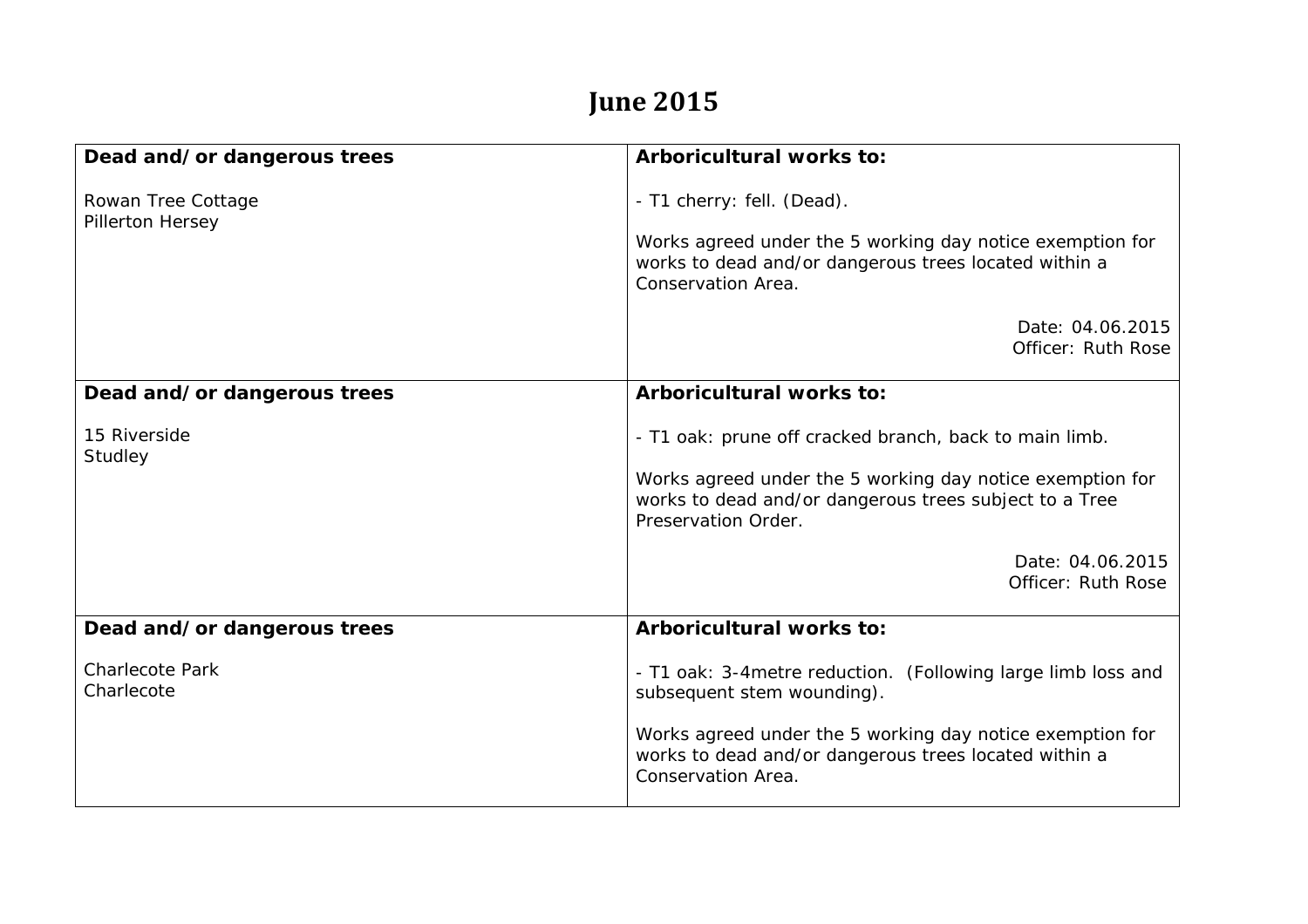# June 2015

| **Dead and/or dangerous trees** | **Arboricultural works to:** |
|---|---|
| Rowan Tree Cottage<br>Pillerton Hersey | - T1 cherry: fell. (Dead).<br><br>Works agreed under the 5 working day notice exemption for works to dead and/or dangerous trees located within a Conservation Area.<br><br>Date: 04.06.2015<br>Officer: Ruth Rose |
| **Dead and/or dangerous trees** | **Arboricultural works to:** |
| 15 Riverside<br>Studley | - T1 oak: prune off cracked branch, back to main limb.<br><br>Works agreed under the 5 working day notice exemption for works to dead and/or dangerous trees subject to a Tree Preservation Order.<br><br>Date: 04.06.2015<br>Officer: Ruth Rose |
| **Dead and/or dangerous trees** | **Arboricultural works to:** |
| Charlecote Park<br>Charlecote | - T1 oak: 3-4metre reduction. (Following large limb loss and subsequent stem wounding).<br><br>Works agreed under the 5 working day notice exemption for works to dead and/or dangerous trees located within a Conservation Area. |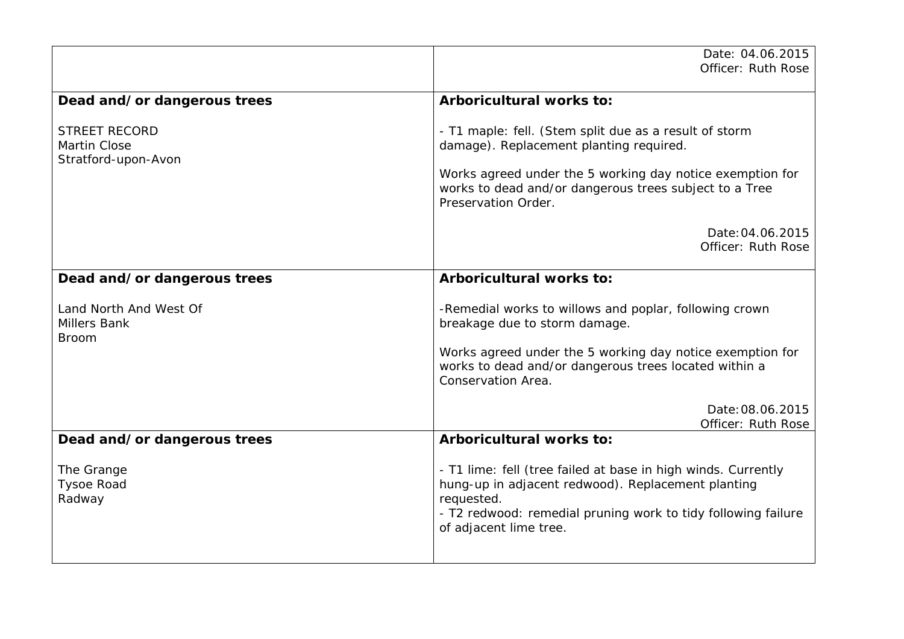| | |
|---|---|
| | Date: 04.06.2015<br>Officer: Ruth Rose |
| **Dead and/or dangerous trees**<br><br>STREET RECORD<br>Martin Close<br>Stratford-upon-Avon | **Arboricultural works to:**<br><br>- T1 maple: fell. (Stem split due as a result of storm damage). Replacement planting required.<br><br>Works agreed under the 5 working day notice exemption for works to dead and/or dangerous trees subject to a Tree Preservation Order.<br><br>Date: 04.06.2015<br>Officer: Ruth Rose |
| **Dead and/or dangerous trees**<br><br>Land North And West Of<br>Millers Bank<br>Broom | **Arboricultural works to:**<br><br>-Remedial works to willows and poplar, following crown breakage due to storm damage.<br><br>Works agreed under the 5 working day notice exemption for works to dead and/or dangerous trees located within a Conservation Area.<br><br>Date: 08.06.2015<br>Officer: Ruth Rose |
| **Dead and/or dangerous trees**<br><br>The Grange<br>Tysoe Road<br>Radway | **Arboricultural works to:**<br><br>- T1 lime: fell (tree failed at base in high winds. Currently hung-up in adjacent redwood). Replacement planting requested.<br>- T2 redwood: remedial pruning work to tidy following failure of adjacent lime tree. |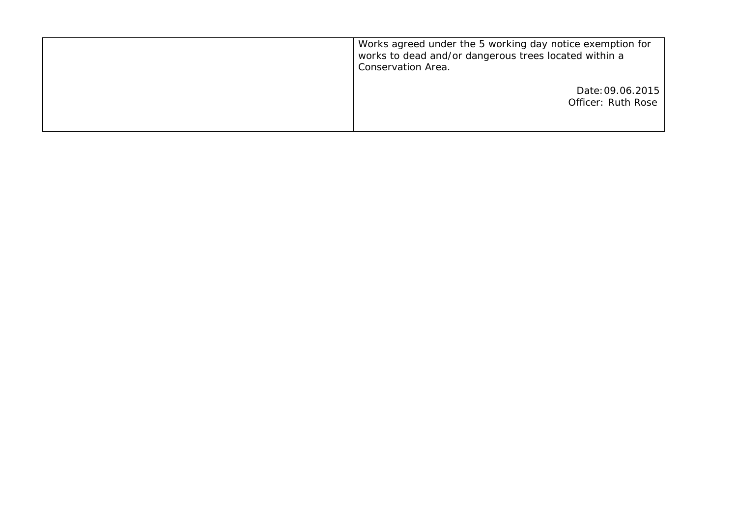| | |
|---|---|
| | Works agreed under the 5 working day notice exemption for works to dead and/or dangerous trees located within a Conservation Area.<br><br>Date: 09.06.2015<br>Officer: Ruth Rose |